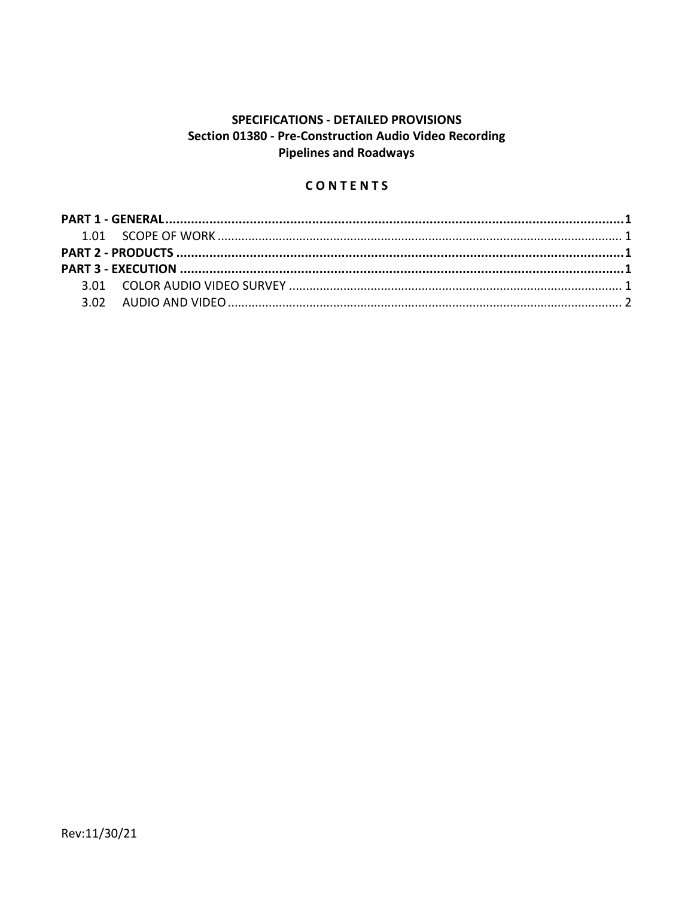**SPECIFICATIONS - DETAILED PROVISIONS**
**Section 01380 - Pre-Construction Audio Video Recording**
**Pipelines and Roadways**

**C O N T E N T S**

**PART 1 - GENERAL ........................................................................................................ 1**
1.01 SCOPE OF WORK ........................................................................................................ 1
**PART 2 - PRODUCTS ........................................................................................................ 1**
**PART 3 - EXECUTION ........................................................................................................ 1**
3.01 COLOR AUDIO VIDEO SURVEY ........................................................................................................ 1
3.02 AUDIO AND VIDEO ........................................................................................................ 2

Rev:11/30/21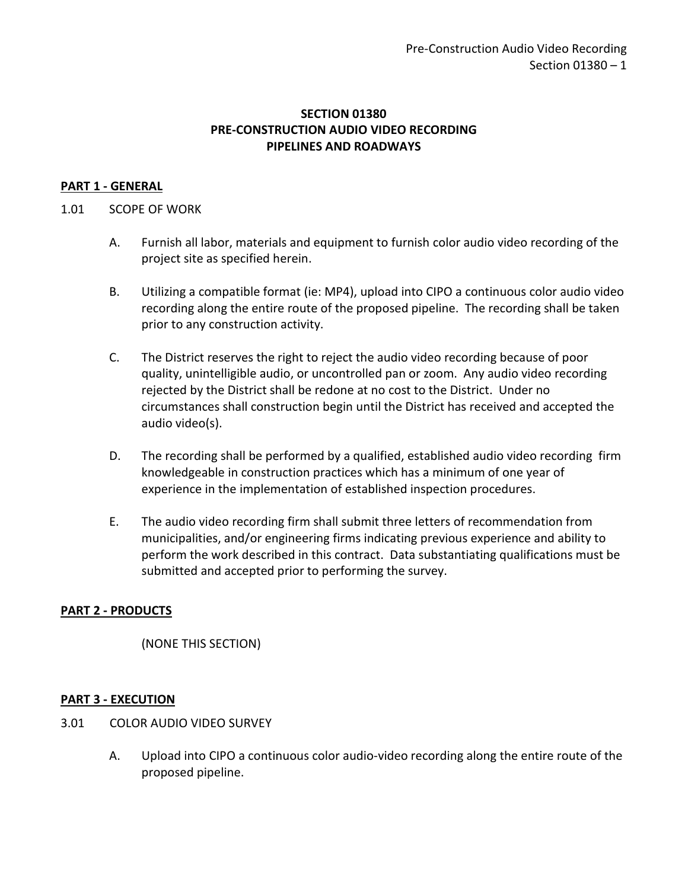# SECTION 01380
# PRE-CONSTRUCTION AUDIO VIDEO RECORDING
# PIPELINES AND ROADWAYS

## PART 1 - GENERAL

1.01 SCOPE OF WORK

A. Furnish all labor, materials and equipment to furnish color audio video recording of the project site as specified herein.

B. Utilizing a compatible format (ie: MP4), upload into CIPO a continuous color audio video recording along the entire route of the proposed pipeline. The recording shall be taken prior to any construction activity.

C. The District reserves the right to reject the audio video recording because of poor quality, unintelligible audio, or uncontrolled pan or zoom. Any audio video recording rejected by the District shall be redone at no cost to the District. Under no circumstances shall construction begin until the District has received and accepted the audio video(s).

D. The recording shall be performed by a qualified, established audio video recording firm knowledgeable in construction practices which has a minimum of one year of experience in the implementation of established inspection procedures.

E. The audio video recording firm shall submit three letters of recommendation from municipalities, and/or engineering firms indicating previous experience and ability to perform the work described in this contract. Data substantiating qualifications must be submitted and accepted prior to performing the survey.

## PART 2 - PRODUCTS

(NONE THIS SECTION)

## PART 3 - EXECUTION

3.01 COLOR AUDIO VIDEO SURVEY

A. Upload into CIPO a continuous color audio-video recording along the entire route of the proposed pipeline.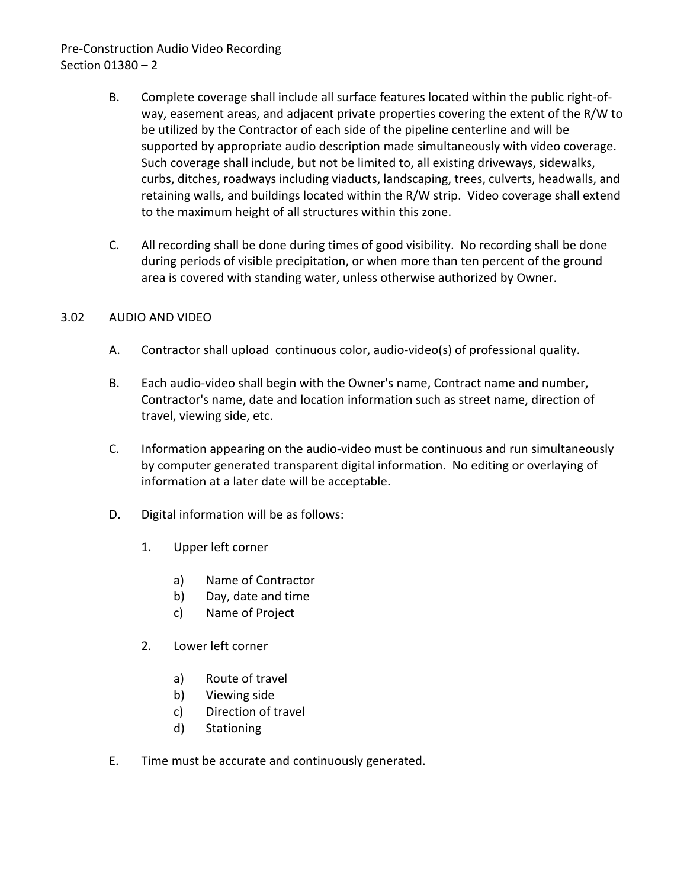B. Complete coverage shall include all surface features located within the public right-of-way, easement areas, and adjacent private properties covering the extent of the R/W to be utilized by the Contractor of each side of the pipeline centerline and will be supported by appropriate audio description made simultaneously with video coverage. Such coverage shall include, but not be limited to, all existing driveways, sidewalks, curbs, ditches, roadways including viaducts, landscaping, trees, culverts, headwalls, and retaining walls, and buildings located within the R/W strip. Video coverage shall extend to the maximum height of all structures within this zone.

C. All recording shall be done during times of good visibility. No recording shall be done during periods of visible precipitation, or when more than ten percent of the ground area is covered with standing water, unless otherwise authorized by Owner.

## 3.02 AUDIO AND VIDEO

A. Contractor shall upload continuous color, audio-video(s) of professional quality.

B. Each audio-video shall begin with the Owner's name, Contract name and number, Contractor's name, date and location information such as street name, direction of travel, viewing side, etc.

C. Information appearing on the audio-video must be continuous and run simultaneously by computer generated transparent digital information. No editing or overlaying of information at a later date will be acceptable.

D. Digital information will be as follows:

1. Upper left corner
   - a) Name of Contractor
   - b) Day, date and time
   - c) Name of Project
2. Lower left corner
   - a) Route of travel
   - b) Viewing side
   - c) Direction of travel
   - d) Stationing

E. Time must be accurate and continuously generated.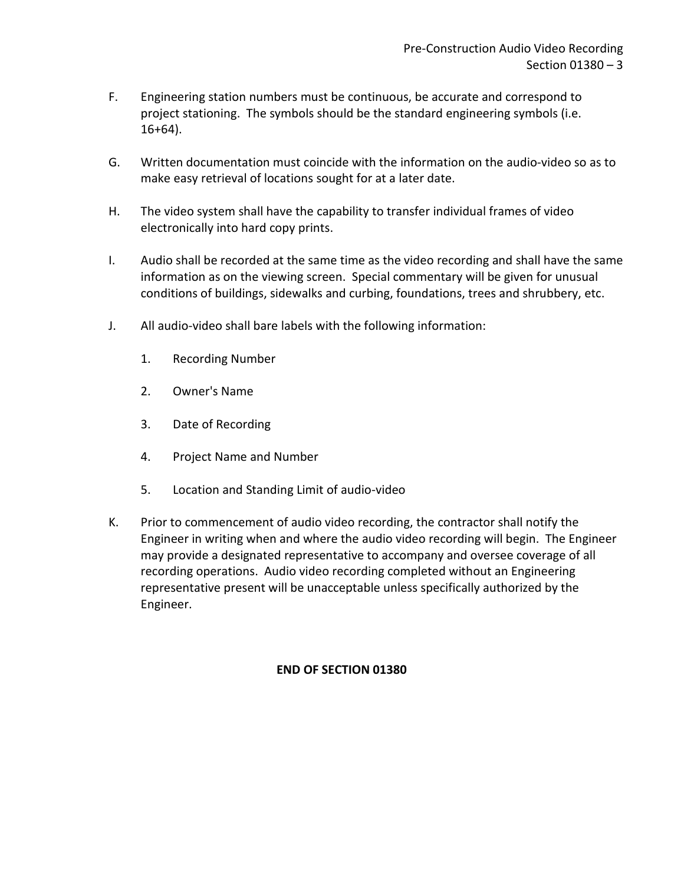F. Engineering station numbers must be continuous, be accurate and correspond to project stationing. The symbols should be the standard engineering symbols (i.e. 16+64).

G. Written documentation must coincide with the information on the audio-video so as to make easy retrieval of locations sought for at a later date.

H. The video system shall have the capability to transfer individual frames of video electronically into hard copy prints.

I. Audio shall be recorded at the same time as the video recording and shall have the same information as on the viewing screen. Special commentary will be given for unusual conditions of buildings, sidewalks and curbing, foundations, trees and shrubbery, etc.

J. All audio-video shall bare labels with the following information:

   1. Recording Number

   2. Owner's Name

   3. Date of Recording

   4. Project Name and Number

   5. Location and Standing Limit of audio-video

K. Prior to commencement of audio video recording, the contractor shall notify the Engineer in writing when and where the audio video recording will begin. The Engineer may provide a designated representative to accompany and oversee coverage of all recording operations. Audio video recording completed without an Engineering representative present will be unacceptable unless specifically authorized by the Engineer.

**END OF SECTION 01380**